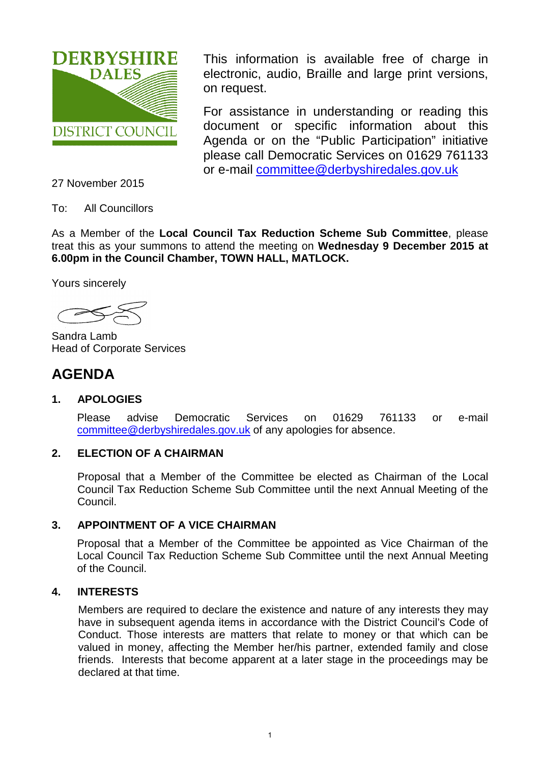DERBYSHIRE DALES DISTRICT COUNCIL

This information is available free of charge in electronic, audio, Braille and large print versions, on request.

For assistance in understanding or reading this document or specific information about this Agenda or on the "Public Participation" initiative please call Democratic Services on 01629 761133 or e-mail committee@derbyshiredales.gov.uk

27 November 2015

To: All Councillors

As a Member of the **Local Council Tax Reduction Scheme Sub Committee**, please treat this as your summons to attend the meeting on **Wednesday 9 December 2015 at 6.00pm in the Council Chamber, TOWN HALL, MATLOCK.**

Yours sincerely

Sandra Lamb
Head of Corporate Services

# AGENDA

## 1. APOLOGIES

Please advise Democratic Services on 01629 761133 or e-mail committee@derbyshiredales.gov.uk of any apologies for absence.

## 2. ELECTION OF A CHAIRMAN

Proposal that a Member of the Committee be elected as Chairman of the Local Council Tax Reduction Scheme Sub Committee until the next Annual Meeting of the Council.

## 3. APPOINTMENT OF A VICE CHAIRMAN

Proposal that a Member of the Committee be appointed as Vice Chairman of the Local Council Tax Reduction Scheme Sub Committee until the next Annual Meeting of the Council.

## 4. INTERESTS

Members are required to declare the existence and nature of any interests they may have in subsequent agenda items in accordance with the District Council's Code of Conduct. Those interests are matters that relate to money or that which can be valued in money, affecting the Member her/his partner, extended family and close friends. Interests that become apparent at a later stage in the proceedings may be declared at that time.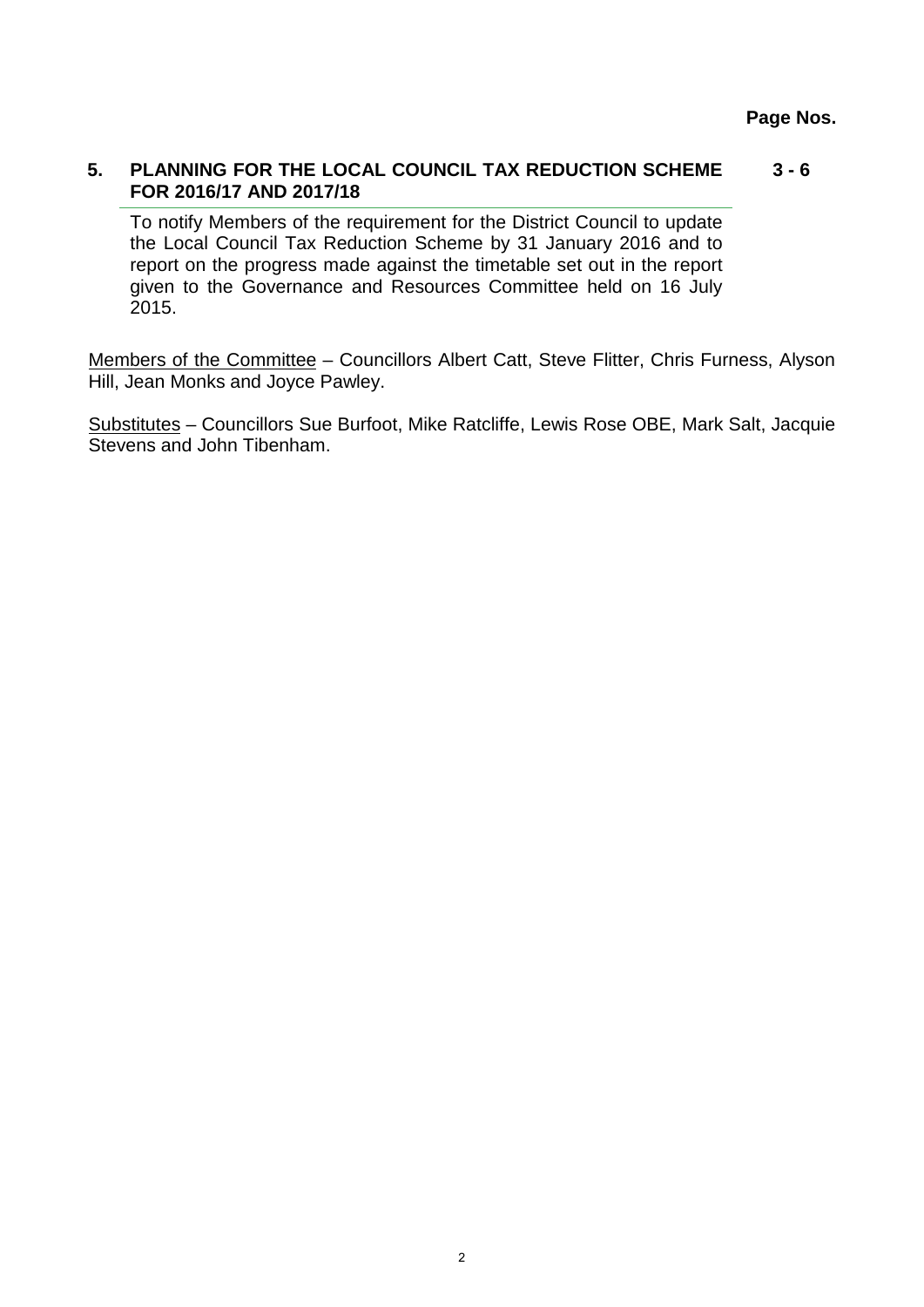**Page Nos.**

| | | |
|---|---|---|
| **5.** | **PLANNING FOR THE LOCAL COUNCIL TAX REDUCTION SCHEME FOR 2016/17 AND 2017/18** | **3 - 6** |

To notify Members of the requirement for the District Council to update the Local Council Tax Reduction Scheme by 31 January 2016 and to report on the progress made against the timetable set out in the report given to the Governance and Resources Committee held on 16 July 2015.

Members of the Committee – Councillors Albert Catt, Steve Flitter, Chris Furness, Alyson Hill, Jean Monks and Joyce Pawley.

Substitutes – Councillors Sue Burfoot, Mike Ratcliffe, Lewis Rose OBE, Mark Salt, Jacquie Stevens and John Tibenham.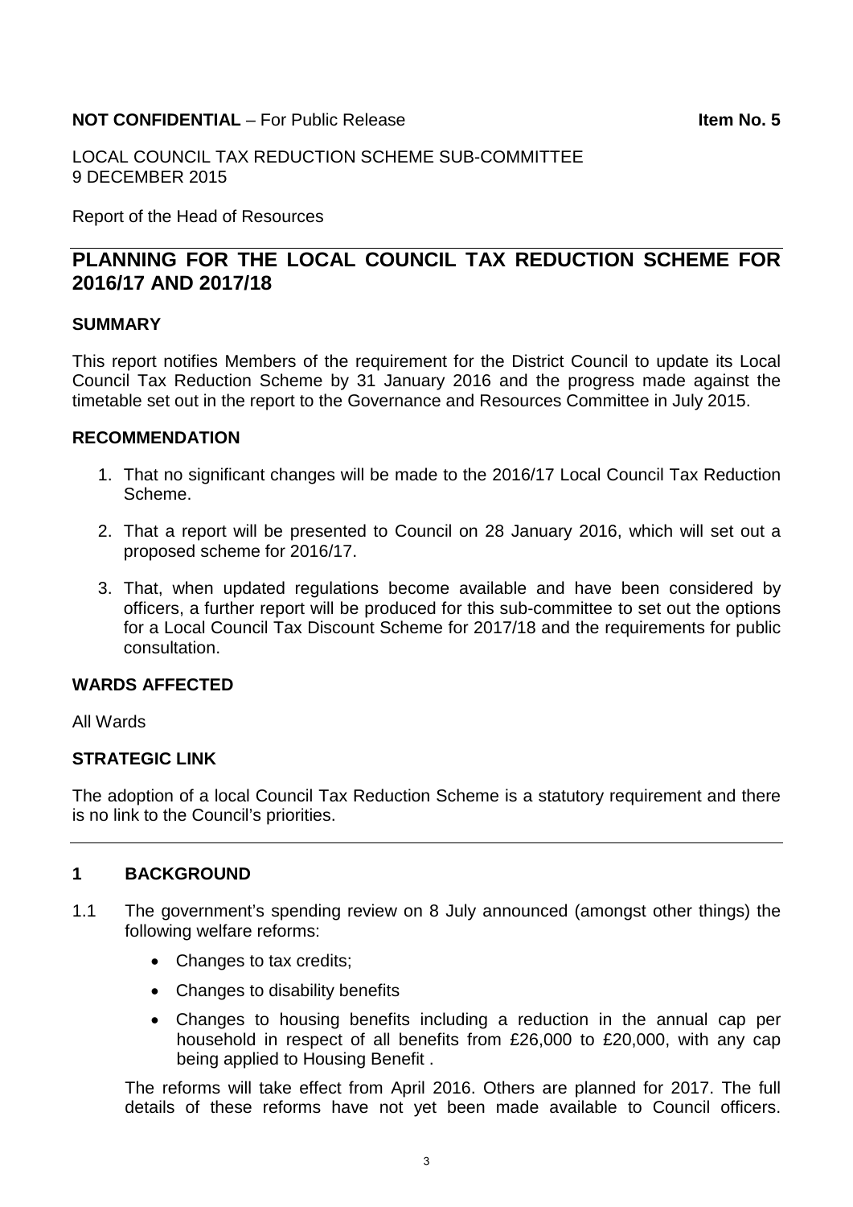**NOT CONFIDENTIAL** – For Public Release **Item No. 5**

LOCAL COUNCIL TAX REDUCTION SCHEME SUB-COMMITTEE
9 DECEMBER 2015

Report of the Head of Resources

# PLANNING FOR THE LOCAL COUNCIL TAX REDUCTION SCHEME FOR 2016/17 AND 2017/18

## SUMMARY

This report notifies Members of the requirement for the District Council to update its Local Council Tax Reduction Scheme by 31 January 2016 and the progress made against the timetable set out in the report to the Governance and Resources Committee in July 2015.

## RECOMMENDATION

1. That no significant changes will be made to the 2016/17 Local Council Tax Reduction Scheme.
2. That a report will be presented to Council on 28 January 2016, which will set out a proposed scheme for 2016/17.
3. That, when updated regulations become available and have been considered by officers, a further report will be produced for this sub-committee to set out the options for a Local Council Tax Discount Scheme for 2017/18 and the requirements for public consultation.

## WARDS AFFECTED

All Wards

## STRATEGIC LINK

The adoption of a local Council Tax Reduction Scheme is a statutory requirement and there is no link to the Council's priorities.

## 1 BACKGROUND

1.1 The government's spending review on 8 July announced (amongst other things) the following welfare reforms:

- Changes to tax credits;
- Changes to disability benefits
- Changes to housing benefits including a reduction in the annual cap per household in respect of all benefits from £26,000 to £20,000, with any cap being applied to Housing Benefit .

The reforms will take effect from April 2016. Others are planned for 2017. The full details of these reforms have not yet been made available to Council officers.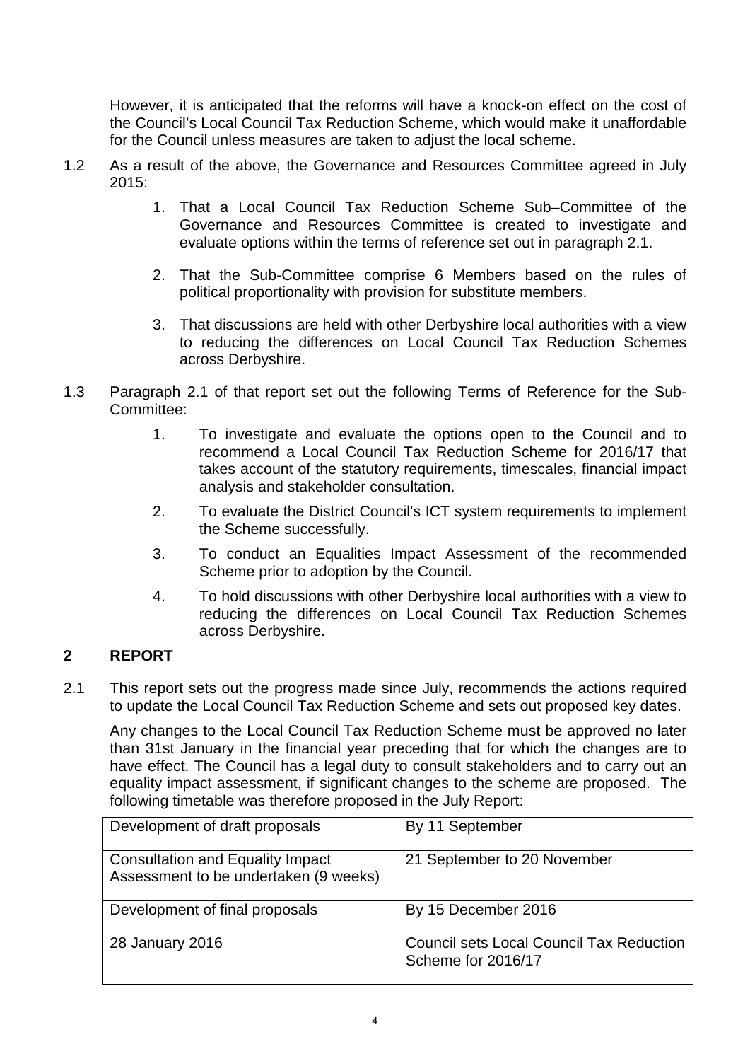However, it is anticipated that the reforms will have a knock-on effect on the cost of the Council's Local Council Tax Reduction Scheme, which would make it unaffordable for the Council unless measures are taken to adjust the local scheme.

1.2 As a result of the above, the Governance and Resources Committee agreed in July 2015:

1. That a Local Council Tax Reduction Scheme Sub–Committee of the Governance and Resources Committee is created to investigate and evaluate options within the terms of reference set out in paragraph 2.1.

2. That the Sub-Committee comprise 6 Members based on the rules of political proportionality with provision for substitute members.

3. That discussions are held with other Derbyshire local authorities with a view to reducing the differences on Local Council Tax Reduction Schemes across Derbyshire.

1.3 Paragraph 2.1 of that report set out the following Terms of Reference for the Sub-Committee:

1. To investigate and evaluate the options open to the Council and to recommend a Local Council Tax Reduction Scheme for 2016/17 that takes account of the statutory requirements, timescales, financial impact analysis and stakeholder consultation.

2. To evaluate the District Council's ICT system requirements to implement the Scheme successfully.

3. To conduct an Equalities Impact Assessment of the recommended Scheme prior to adoption by the Council.

4. To hold discussions with other Derbyshire local authorities with a view to reducing the differences on Local Council Tax Reduction Schemes across Derbyshire.

## 2 REPORT

2.1 This report sets out the progress made since July, recommends the actions required to update the Local Council Tax Reduction Scheme and sets out proposed key dates.

Any changes to the Local Council Tax Reduction Scheme must be approved no later than 31st January in the financial year preceding that for which the changes are to have effect. The Council has a legal duty to consult stakeholders and to carry out an equality impact assessment, if significant changes to the scheme are proposed. The following timetable was therefore proposed in the July Report:

| Development of draft proposals | By 11 September |
|---|---|
| Consultation and Equality Impact Assessment to be undertaken (9 weeks) | 21 September to 20 November |
| Development of final proposals | By 15 December 2016 |
| 28 January 2016 | Council sets Local Council Tax Reduction Scheme for 2016/17 |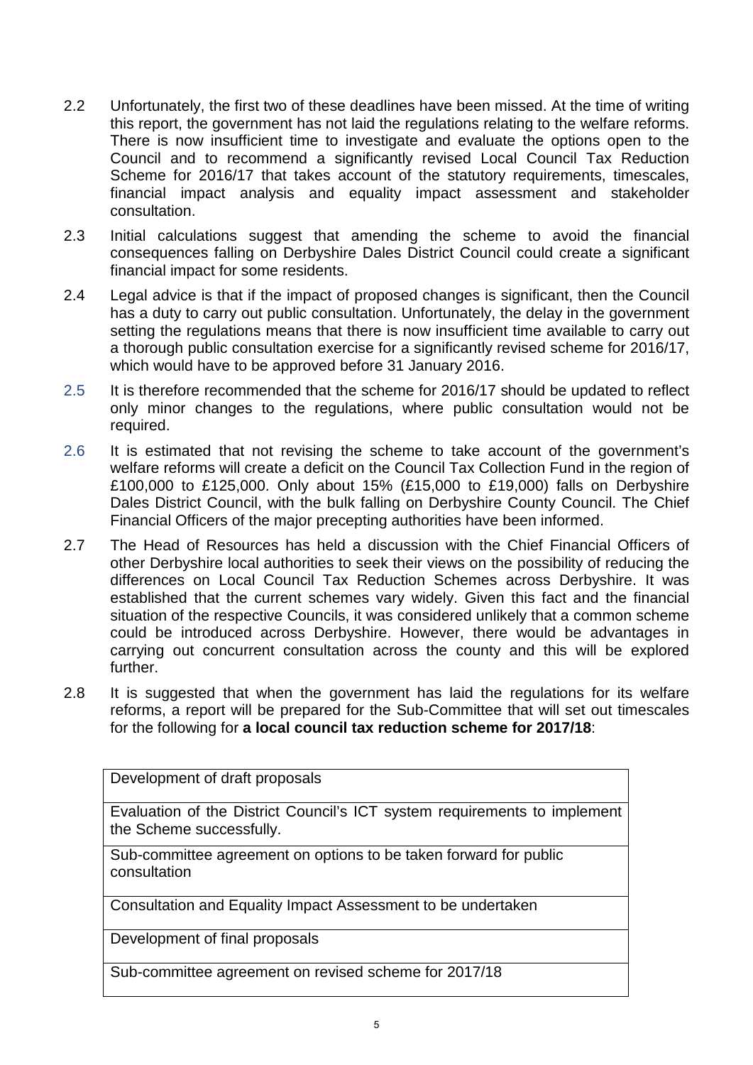2.2 Unfortunately, the first two of these deadlines have been missed. At the time of writing this report, the government has not laid the regulations relating to the welfare reforms. There is now insufficient time to investigate and evaluate the options open to the Council and to recommend a significantly revised Local Council Tax Reduction Scheme for 2016/17 that takes account of the statutory requirements, timescales, financial impact analysis and equality impact assessment and stakeholder consultation.

2.3 Initial calculations suggest that amending the scheme to avoid the financial consequences falling on Derbyshire Dales District Council could create a significant financial impact for some residents.

2.4 Legal advice is that if the impact of proposed changes is significant, then the Council has a duty to carry out public consultation. Unfortunately, the delay in the government setting the regulations means that there is now insufficient time available to carry out a thorough public consultation exercise for a significantly revised scheme for 2016/17, which would have to be approved before 31 January 2016.

2.5 It is therefore recommended that the scheme for 2016/17 should be updated to reflect only minor changes to the regulations, where public consultation would not be required.

2.6 It is estimated that not revising the scheme to take account of the government's welfare reforms will create a deficit on the Council Tax Collection Fund in the region of £100,000 to £125,000. Only about 15% (£15,000 to £19,000) falls on Derbyshire Dales District Council, with the bulk falling on Derbyshire County Council. The Chief Financial Officers of the major precepting authorities have been informed.

2.7 The Head of Resources has held a discussion with the Chief Financial Officers of other Derbyshire local authorities to seek their views on the possibility of reducing the differences on Local Council Tax Reduction Schemes across Derbyshire. It was established that the current schemes vary widely. Given this fact and the financial situation of the respective Councils, it was considered unlikely that a common scheme could be introduced across Derbyshire. However, there would be advantages in carrying out concurrent consultation across the county and this will be explored further.

2.8 It is suggested that when the government has laid the regulations for its welfare reforms, a report will be prepared for the Sub-Committee that will set out timescales for the following for **a local council tax reduction scheme for 2017/18**:

| |
|---|
| Development of draft proposals |
| Evaluation of the District Council's ICT system requirements to implement the Scheme successfully. |
| Sub-committee agreement on options to be taken forward for public consultation |
| Consultation and Equality Impact Assessment to be undertaken |
| Development of final proposals |
| Sub-committee agreement on revised scheme for 2017/18 |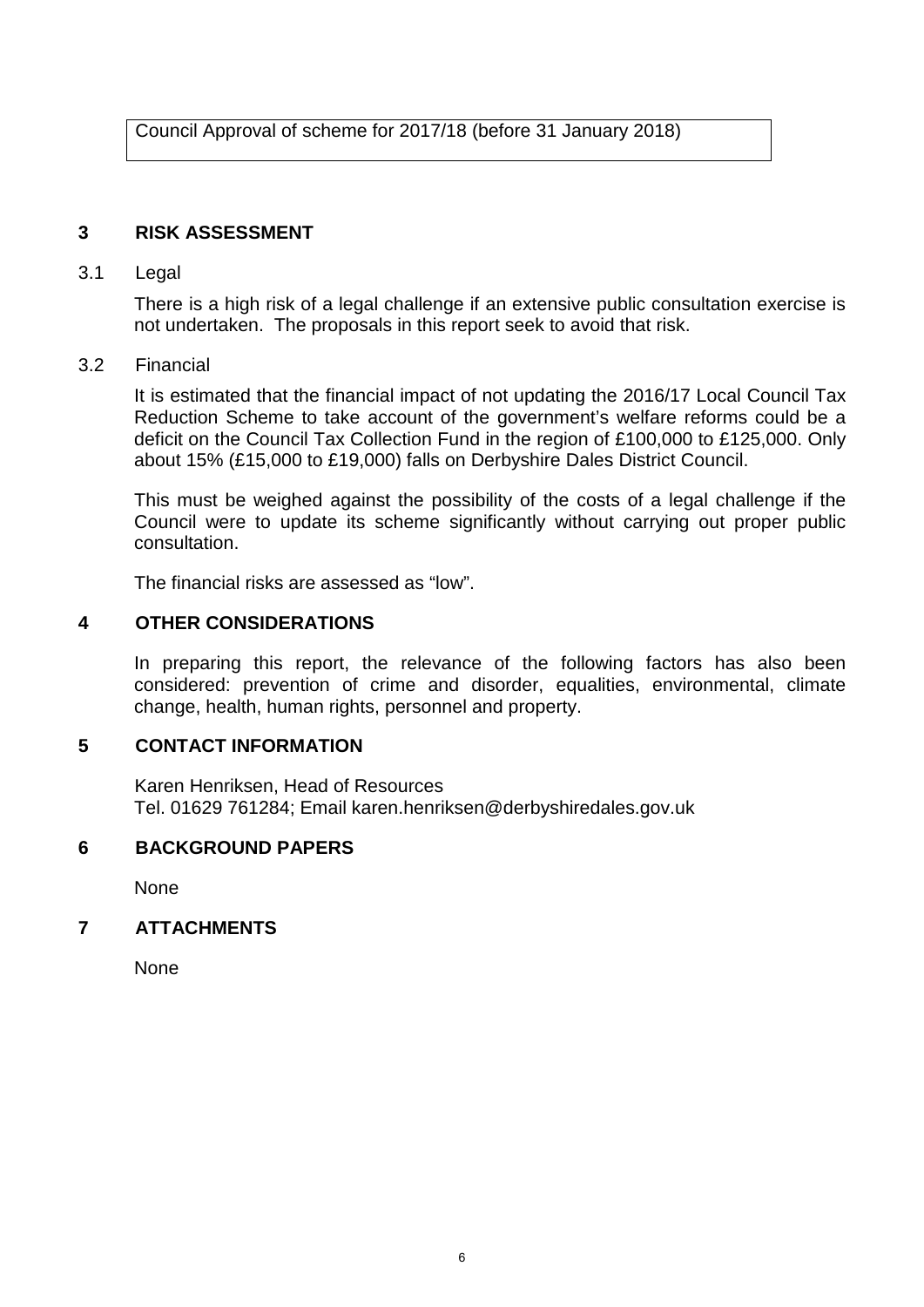| |
|---|
| Council Approval of scheme for 2017/18 (before 31 January 2018) |

## 3 RISK ASSESSMENT

3.1 Legal

There is a high risk of a legal challenge if an extensive public consultation exercise is not undertaken. The proposals in this report seek to avoid that risk.

3.2 Financial

It is estimated that the financial impact of not updating the 2016/17 Local Council Tax Reduction Scheme to take account of the government's welfare reforms could be a deficit on the Council Tax Collection Fund in the region of £100,000 to £125,000. Only about 15% (£15,000 to £19,000) falls on Derbyshire Dales District Council.

This must be weighed against the possibility of the costs of a legal challenge if the Council were to update its scheme significantly without carrying out proper public consultation.

The financial risks are assessed as "low".

## 4 OTHER CONSIDERATIONS

In preparing this report, the relevance of the following factors has also been considered: prevention of crime and disorder, equalities, environmental, climate change, health, human rights, personnel and property.

## 5 CONTACT INFORMATION

Karen Henriksen, Head of Resources
Tel. 01629 761284; Email karen.henriksen@derbyshiredales.gov.uk

## 6 BACKGROUND PAPERS

None

## 7 ATTACHMENTS

None